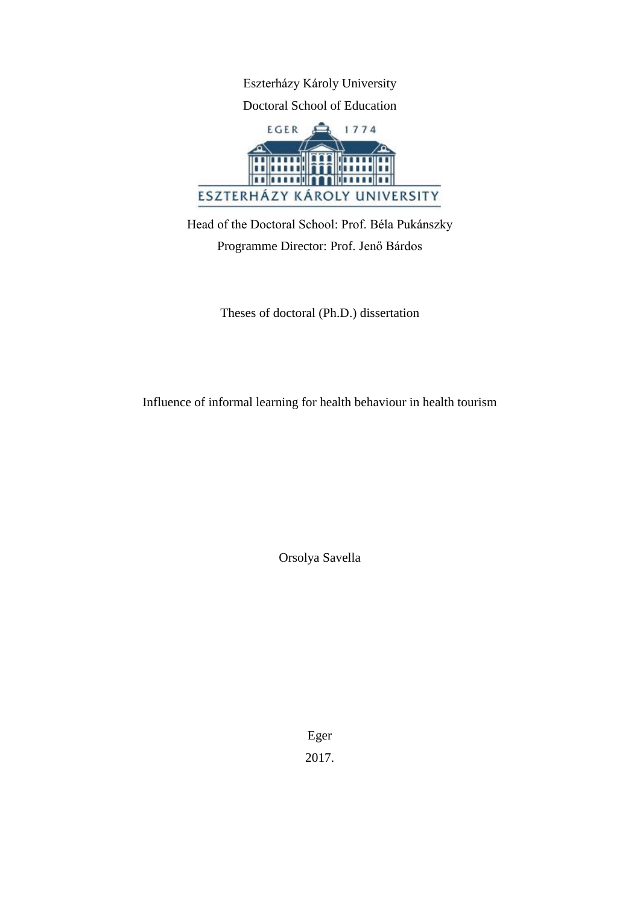Eszterházy Károly University

Doctoral School of Education

Head of the Doctoral School: Prof. Béla Pukánszky

Programme Director: Prof. Jenő Bárdos

Theses of doctoral (Ph.D.) dissertation

# Influence of informal learning for health behaviour in health tourism

Orsolya Savella

Eger

2017.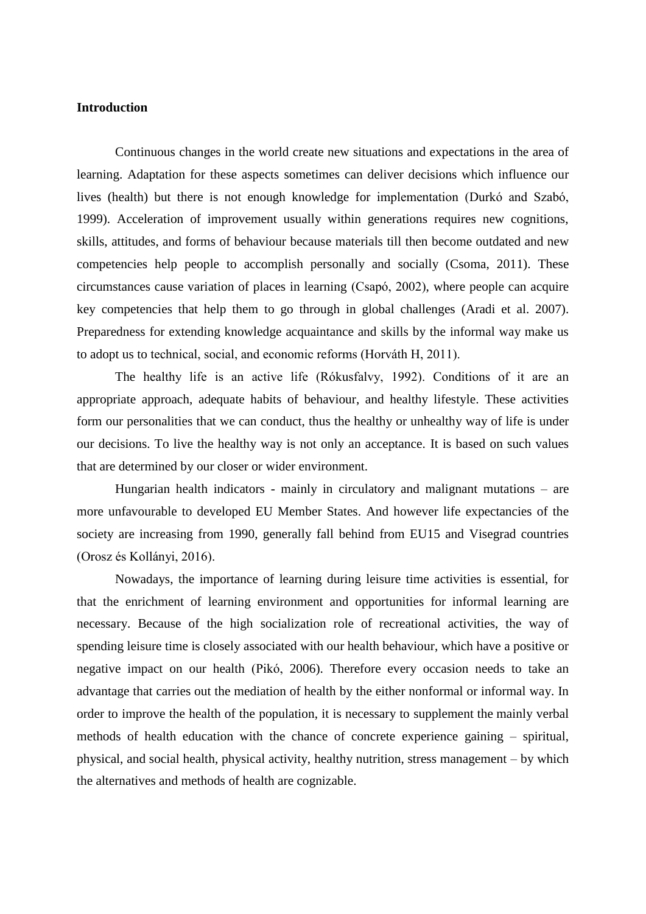**Introduction**

Continuous changes in the world create new situations and expectations in the area of learning. Adaptation for these aspects sometimes can deliver decisions which influence our lives (health) but there is not enough knowledge for implementation (Durkó and Szabó, 1999). Acceleration of improvement usually within generations requires new cognitions, skills, attitudes, and forms of behaviour because materials till then become outdated and new competencies help people to accomplish personally and socially (Csoma, 2011). These circumstances cause variation of places in learning (Csapó, 2002), where people can acquire key competencies that help them to go through in global challenges (Aradi et al. 2007). Preparedness for extending knowledge acquaintance and skills by the informal way make us to adopt us to technical, social, and economic reforms (Horváth H, 2011).

The healthy life is an active life (Rókusfalvy, 1992). Conditions of it are an appropriate approach, adequate habits of behaviour, and healthy lifestyle. These activities form our personalities that we can conduct, thus the healthy or unhealthy way of life is under our decisions. To live the healthy way is not only an acceptance. It is based on such values that are determined by our closer or wider environment.

Hungarian health indicators - mainly in circulatory and malignant mutations – are more unfavourable to developed EU Member States. And however life expectancies of the society are increasing from 1990, generally fall behind from EU15 and Visegrad countries (Orosz és Kollányi, 2016).

Nowadays, the importance of learning during leisure time activities is essential, for that the enrichment of learning environment and opportunities for informal learning are necessary. Because of the high socialization role of recreational activities, the way of spending leisure time is closely associated with our health behaviour, which have a positive or negative impact on our health (Pikó, 2006). Therefore every occasion needs to take an advantage that carries out the mediation of health by the either nonformal or informal way. In order to improve the health of the population, it is necessary to supplement the mainly verbal methods of health education with the chance of concrete experience gaining – spiritual, physical, and social health, physical activity, healthy nutrition, stress management – by which the alternatives and methods of health are cognizable.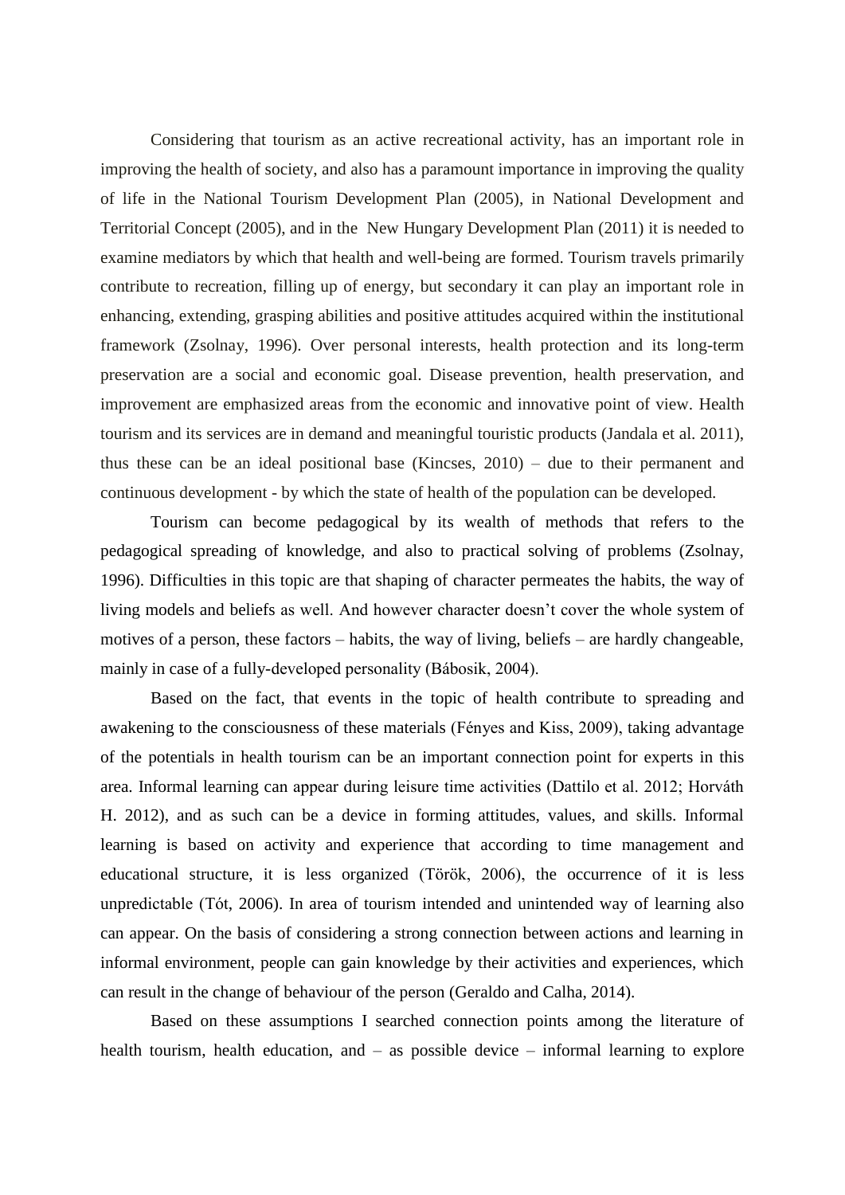Considering that tourism as an active recreational activity, has an important role in improving the health of society, and also has a paramount importance in improving the quality of life in the National Tourism Development Plan (2005), in National Development and Territorial Concept (2005), and in the  New Hungary Development Plan (2011) it is needed to examine mediators by which that health and well-being are formed. Tourism travels primarily contribute to recreation, filling up of energy, but secondary it can play an important role in enhancing, extending, grasping abilities and positive attitudes acquired within the institutional framework (Zsolnay, 1996). Over personal interests, health protection and its long-term preservation are a social and economic goal. Disease prevention, health preservation, and improvement are emphasized areas from the economic and innovative point of view. Health tourism and its services are in demand and meaningful touristic products (Jandala et al. 2011), thus these can be an ideal positional base (Kincses, 2010) – due to their permanent and continuous development - by which the state of health of the population can be developed.

Tourism can become pedagogical by its wealth of methods that refers to the pedagogical spreading of knowledge, and also to practical solving of problems (Zsolnay, 1996). Difficulties in this topic are that shaping of character permeates the habits, the way of living models and beliefs as well. And however character doesn't cover the whole system of motives of a person, these factors – habits, the way of living, beliefs – are hardly changeable, mainly in case of a fully-developed personality (Bábosik, 2004).

Based on the fact, that events in the topic of health contribute to spreading and awakening to the consciousness of these materials (Fényes and Kiss, 2009), taking advantage of the potentials in health tourism can be an important connection point for experts in this area. Informal learning can appear during leisure time activities (Dattilo et al. 2012; Horváth H. 2012), and as such can be a device in forming attitudes, values, and skills. Informal learning is based on activity and experience that according to time management and educational structure, it is less organized (Török, 2006), the occurrence of it is less unpredictable (Tót, 2006). In area of tourism intended and unintended way of learning also can appear. On the basis of considering a strong connection between actions and learning in informal environment, people can gain knowledge by their activities and experiences, which can result in the change of behaviour of the person (Geraldo and Calha, 2014).

Based on these assumptions I searched connection points among the literature of health tourism, health education, and – as possible device – informal learning to explore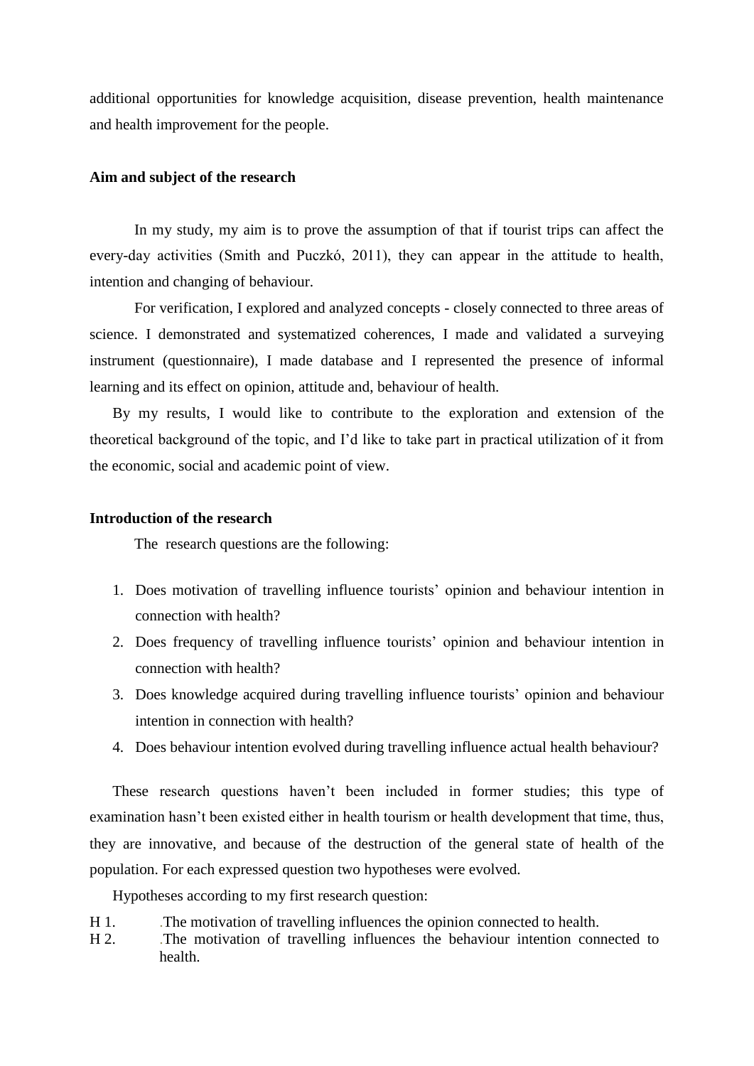additional opportunities for knowledge acquisition, disease prevention, health maintenance and health improvement for the people.

**Aim and subject of the research**

In my study, my aim is to prove the assumption of that if tourist trips can affect the every-day activities (Smith and Puczkó, 2011), they can appear in the attitude to health, intention and changing of behaviour.

For verification, I explored and analyzed concepts - closely connected to three areas of science. I demonstrated and systematized coherences, I made and validated a surveying instrument (questionnaire), I made database and I represented the presence of informal learning and its effect on opinion, attitude and, behaviour of health.

By my results, I would like to contribute to the exploration and extension of the theoretical background of the topic, and I'd like to take part in practical utilization of it from the economic, social and academic point of view.

**Introduction of the research**

The research questions are the following:

1. Does motivation of travelling influence tourists' opinion and behaviour intention in connection with health?
2. Does frequency of travelling influence tourists' opinion and behaviour intention in connection with health?
3. Does knowledge acquired during travelling influence tourists' opinion and behaviour intention in connection with health?
4. Does behaviour intention evolved during travelling influence actual health behaviour?

These research questions haven't been included in former studies; this type of examination hasn't been existed either in health tourism or health development that time, thus, they are innovative, and because of the destruction of the general state of health of the population. For each expressed question two hypotheses were evolved.

Hypotheses according to my first research question:

H 1. The motivation of travelling influences the opinion connected to health.

H 2. The motivation of travelling influences the behaviour intention connected to health.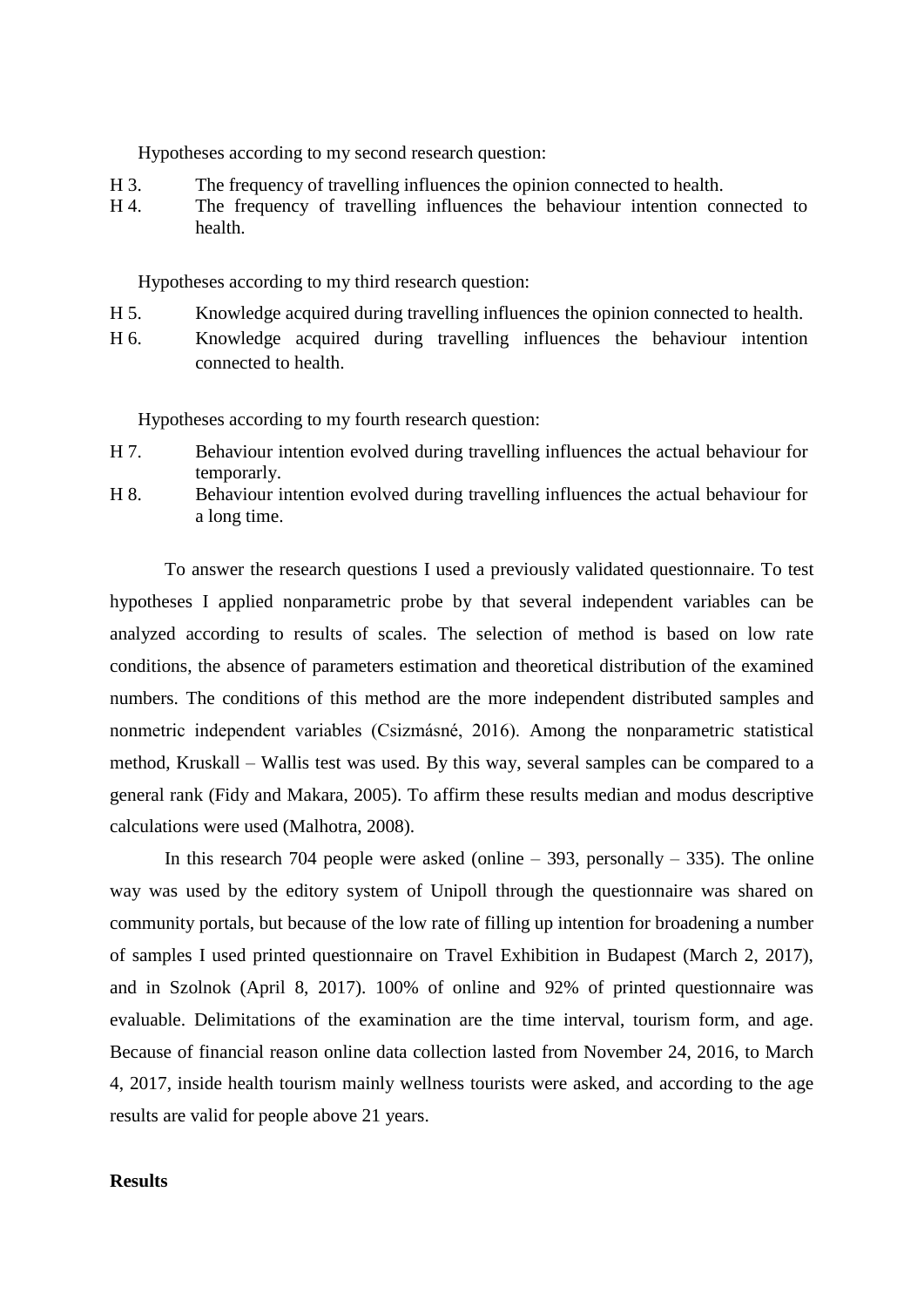Hypotheses according to my second research question:

H 3. The frequency of travelling influences the opinion connected to health.

H 4. The frequency of travelling influences the behaviour intention connected to health.

Hypotheses according to my third research question:

H 5. Knowledge acquired during travelling influences the opinion connected to health.

H 6. Knowledge acquired during travelling influences the behaviour intention connected to health.

Hypotheses according to my fourth research question:

H 7. Behaviour intention evolved during travelling influences the actual behaviour for temporarly.

H 8. Behaviour intention evolved during travelling influences the actual behaviour for a long time.

To answer the research questions I used a previously validated questionnaire. To test hypotheses I applied nonparametric probe by that several independent variables can be analyzed according to results of scales. The selection of method is based on low rate conditions, the absence of parameters estimation and theoretical distribution of the examined numbers. The conditions of this method are the more independent distributed samples and nonmetric independent variables (Csizmásné, 2016). Among the nonparametric statistical method, Kruskall – Wallis test was used. By this way, several samples can be compared to a general rank (Fidy and Makara, 2005). To affirm these results median and modus descriptive calculations were used (Malhotra, 2008).

In this research 704 people were asked (online – 393, personally – 335). The online way was used by the editory system of Unipoll through the questionnaire was shared on community portals, but because of the low rate of filling up intention for broadening a number of samples I used printed questionnaire on Travel Exhibition in Budapest (March 2, 2017), and in Szolnok (April 8, 2017). 100% of online and 92% of printed questionnaire was evaluable. Delimitations of the examination are the time interval, tourism form, and age. Because of financial reason online data collection lasted from November 24, 2016, to March 4, 2017, inside health tourism mainly wellness tourists were asked, and according to the age results are valid for people above 21 years.

## Results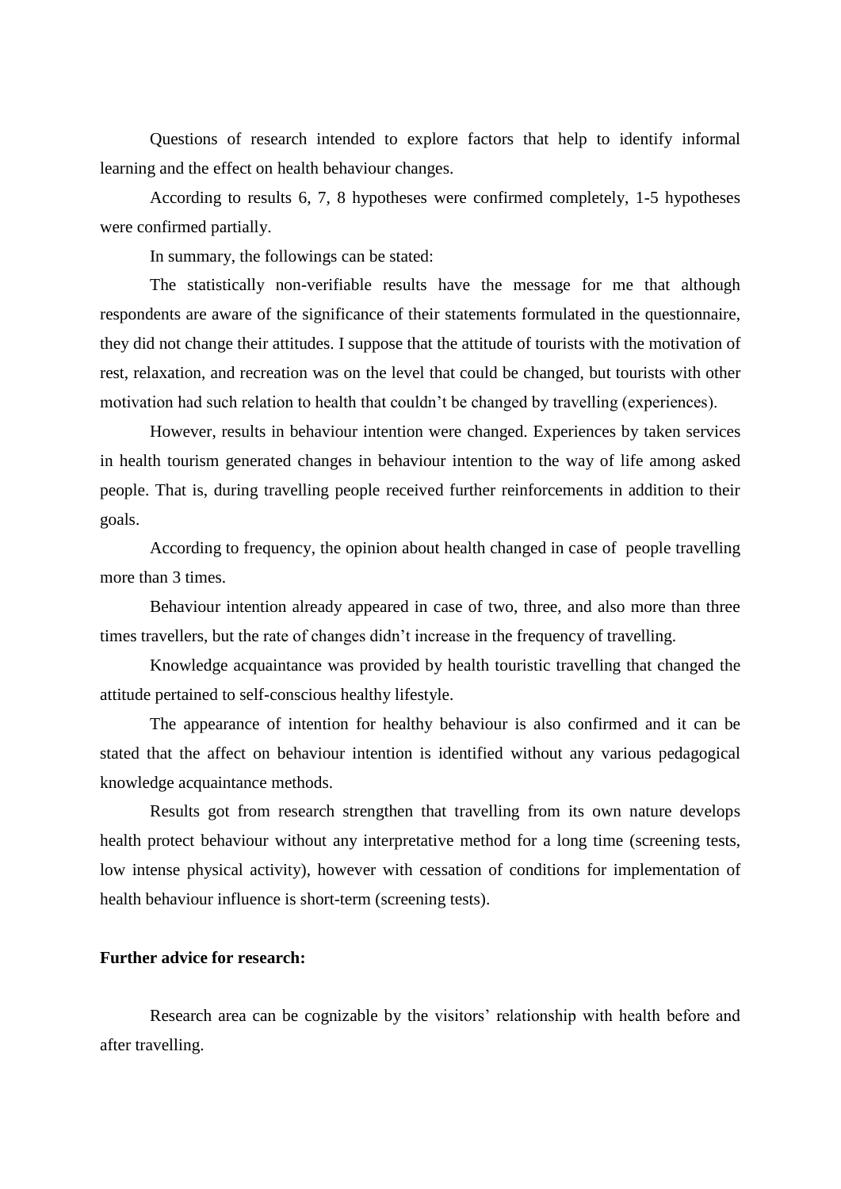Questions of research intended to explore factors that help to identify informal learning and the effect on health behaviour changes.

According to results 6, 7, 8 hypotheses were confirmed completely, 1-5 hypotheses were confirmed partially.

In summary, the followings can be stated:

The statistically non-verifiable results have the message for me that although respondents are aware of the significance of their statements formulated in the questionnaire, they did not change their attitudes. I suppose that the attitude of tourists with the motivation of rest, relaxation, and recreation was on the level that could be changed, but tourists with other motivation had such relation to health that couldn't be changed by travelling (experiences).

However, results in behaviour intention were changed. Experiences by taken services in health tourism generated changes in behaviour intention to the way of life among asked people. That is, during travelling people received further reinforcements in addition to their goals.

According to frequency, the opinion about health changed in case of people travelling more than 3 times.

Behaviour intention already appeared in case of two, three, and also more than three times travellers, but the rate of changes didn't increase in the frequency of travelling.

Knowledge acquaintance was provided by health touristic travelling that changed the attitude pertained to self-conscious healthy lifestyle.

The appearance of intention for healthy behaviour is also confirmed and it can be stated that the affect on behaviour intention is identified without any various pedagogical knowledge acquaintance methods.

Results got from research strengthen that travelling from its own nature develops health protect behaviour without any interpretative method for a long time (screening tests, low intense physical activity), however with cessation of conditions for implementation of health behaviour influence is short-term (screening tests).

**Further advice for research:**

Research area can be cognizable by the visitors' relationship with health before and after travelling.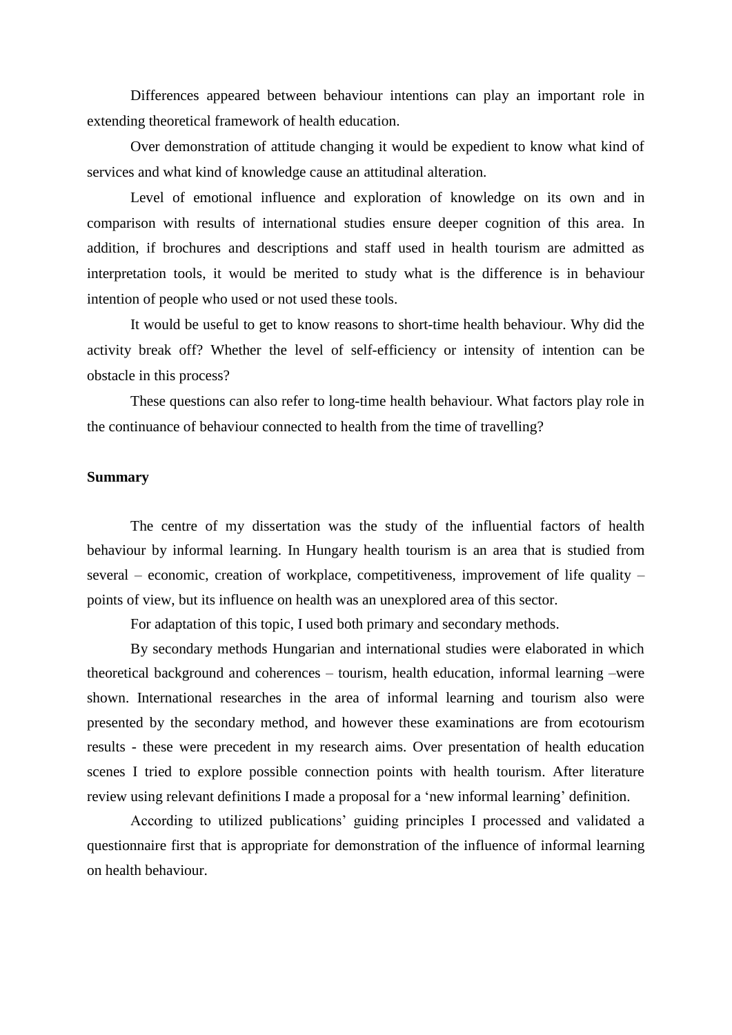Differences appeared between behaviour intentions can play an important role in extending theoretical framework of health education.

Over demonstration of attitude changing it would be expedient to know what kind of services and what kind of knowledge cause an attitudinal alteration.

Level of emotional influence and exploration of knowledge on its own and in comparison with results of international studies ensure deeper cognition of this area. In addition, if brochures and descriptions and staff used in health tourism are admitted as interpretation tools, it would be merited to study what is the difference is in behaviour intention of people who used or not used these tools.

It would be useful to get to know reasons to short-time health behaviour. Why did the activity break off? Whether the level of self-efficiency or intensity of intention can be obstacle in this process?

These questions can also refer to long-time health behaviour. What factors play role in the continuance of behaviour connected to health from the time of travelling?

**Summary**

The centre of my dissertation was the study of the influential factors of health behaviour by informal learning. In Hungary health tourism is an area that is studied from several – economic, creation of workplace, competitiveness, improvement of life quality – points of view, but its influence on health was an unexplored area of this sector.

For adaptation of this topic, I used both primary and secondary methods.

By secondary methods Hungarian and international studies were elaborated in which theoretical background and coherences – tourism, health education, informal learning –were shown. International researches in the area of informal learning and tourism also were presented by the secondary method, and however these examinations are from ecotourism results - these were precedent in my research aims. Over presentation of health education scenes I tried to explore possible connection points with health tourism. After literature review using relevant definitions I made a proposal for a 'new informal learning' definition.

According to utilized publications' guiding principles I processed and validated a questionnaire first that is appropriate for demonstration of the influence of informal learning on health behaviour.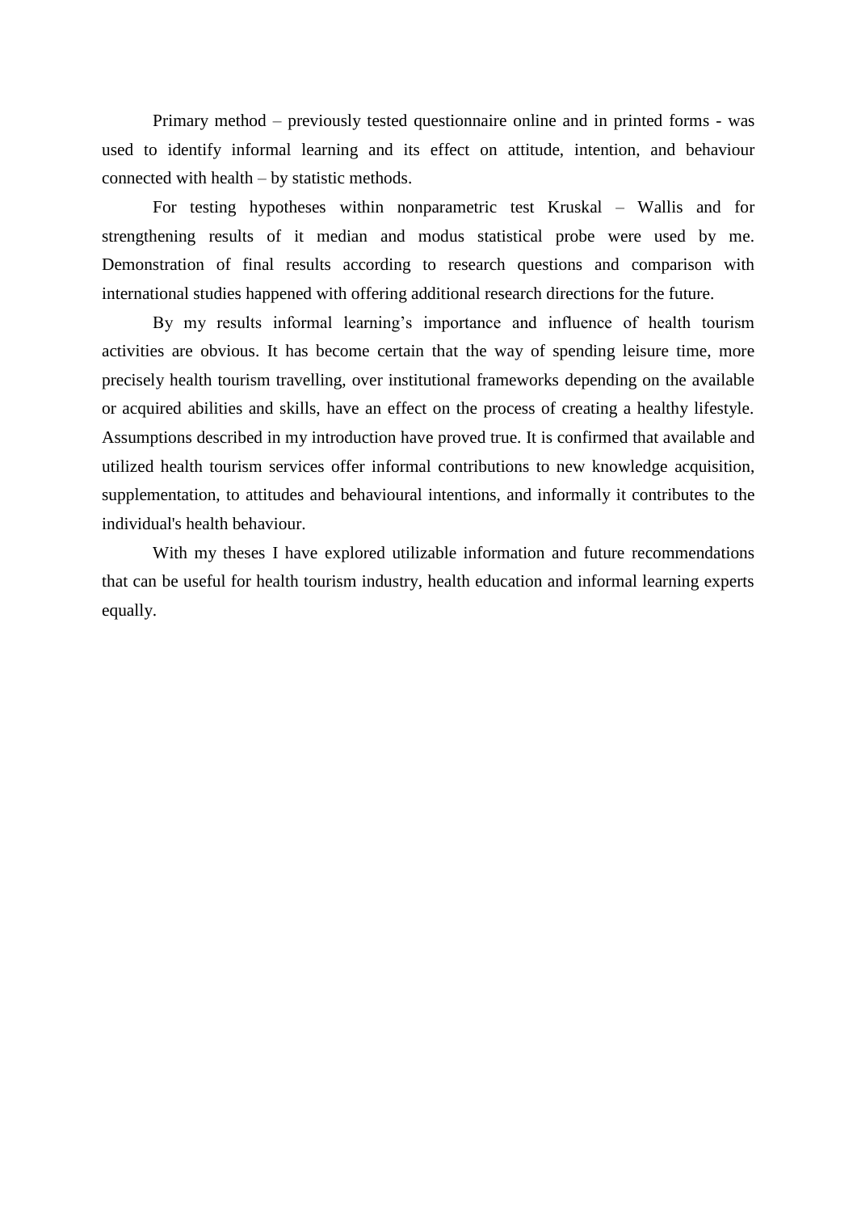Primary method – previously tested questionnaire online and in printed forms - was used to identify informal learning and its effect on attitude, intention, and behaviour connected with health – by statistic methods.

For testing hypotheses within nonparametric test Kruskal – Wallis and for strengthening results of it median and modus statistical probe were used by me. Demonstration of final results according to research questions and comparison with international studies happened with offering additional research directions for the future.

By my results informal learning's importance and influence of health tourism activities are obvious. It has become certain that the way of spending leisure time, more precisely health tourism travelling, over institutional frameworks depending on the available or acquired abilities and skills, have an effect on the process of creating a healthy lifestyle. Assumptions described in my introduction have proved true. It is confirmed that available and utilized health tourism services offer informal contributions to new knowledge acquisition, supplementation, to attitudes and behavioural intentions, and informally it contributes to the individual's health behaviour.

With my theses I have explored utilizable information and future recommendations that can be useful for health tourism industry, health education and informal learning experts equally.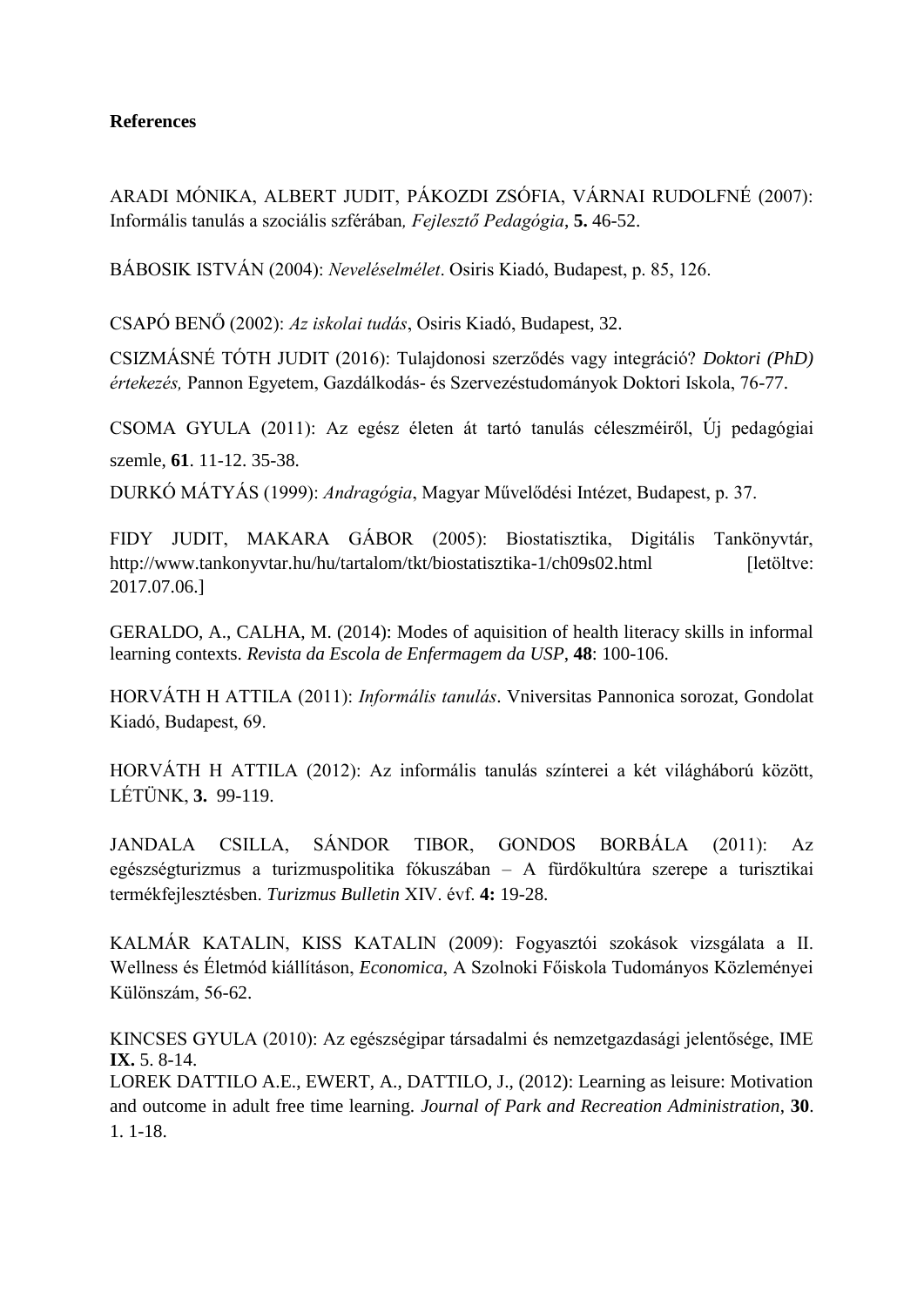**References**

ARADI MÓNIKA, ALBERT JUDIT, PÁKOZDI ZSÓFIA, VÁRNAI RUDOLFNÉ (2007): Informális tanulás a szociális szférában*, Fejlesztő Pedagógia*, **5.** 46-52.

BÁBOSIK ISTVÁN (2004): *Neveléselmélet*. Osiris Kiadó, Budapest, p. 85, 126.

CSAPÓ BENŐ (2002): *Az iskolai tudás*, Osiris Kiadó, Budapest, 32.

CSIZMÁSNÉ TÓTH JUDIT (2016): Tulajdonosi szerződés vagy integráció? *Doktori (PhD) értekezés,* Pannon Egyetem, Gazdálkodás- és Szervezéstudományok Doktori Iskola, 76-77.

CSOMA GYULA (2011): Az egész életen át tartó tanulás céleszméiről, Új pedagógiai szemle, **61**. 11-12. 35-38.

DURKÓ MÁTYÁS (1999): *Andragógia*, Magyar Művelődési Intézet, Budapest, p. 37.

FIDY JUDIT, MAKARA GÁBOR (2005): Biostatisztika, Digitális Tankönyvtár, http://www.tankonyvtar.hu/hu/tartalom/tkt/biostatisztika-1/ch09s02.html [letöltve: 2017.07.06.]

GERALDO, A., CALHA, M. (2014): Modes of aquisition of health literacy skills in informal learning contexts. *Revista da Escola de Enfermagem da USP*, **48**: 100-106.

HORVÁTH H ATTILA (2011): *Informális tanulás*. Vniversitas Pannonica sorozat, Gondolat Kiadó, Budapest, 69.

HORVÁTH H ATTILA (2012): Az informális tanulás színterei a két világháború között, LÉTÜNK, **3.** 99-119.

JANDALA CSILLA, SÁNDOR TIBOR, GONDOS BORBÁLA (2011): Az egészségturizmus a turizmuspolitika fókuszában – A fürdőkultúra szerepe a turisztikai termékfejlesztésben. *Turizmus Bulletin* XIV. évf. **4:** 19-28.

KALMÁR KATALIN, KISS KATALIN (2009): Fogyasztói szokások vizsgálata a II. Wellness és Életmód kiállításon, *Economica*, A Szolnoki Főiskola Tudományos Közleményei Különszám, 56-62.

KINCSES GYULA (2010): Az egészségipar társadalmi és nemzetgazdasági jelentősége, IME **IX.** 5. 8-14.

LOREK DATTILO A.E., EWERT, A., DATTILO, J., (2012): Learning as leisure: Motivation and outcome in adult free time learning. *Journal of Park and Recreation Administration*, **30**. 1. 1-18.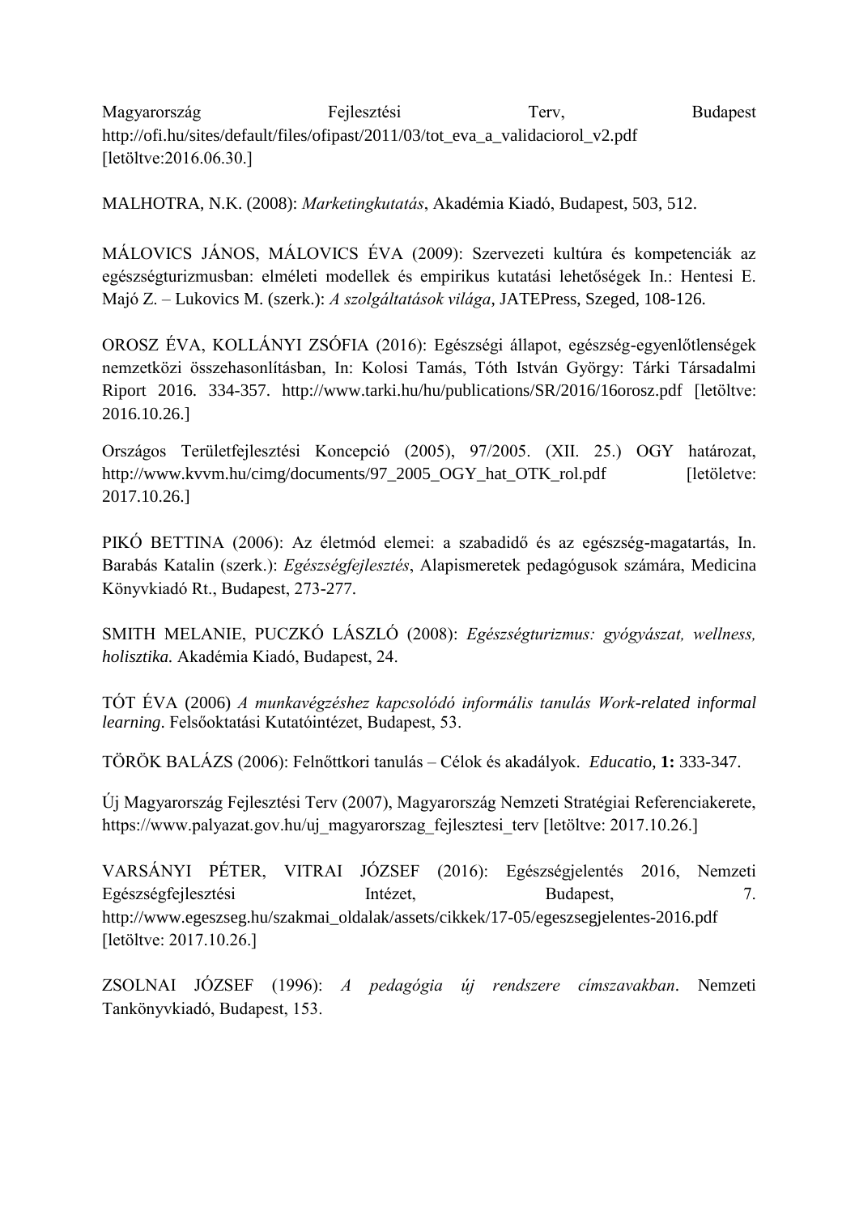Magyarország Fejlesztési Terv, Budapest http://ofi.hu/sites/default/files/ofipast/2011/03/tot_eva_a_validaciorol_v2.pdf [letöltve:2016.06.30.]

MALHOTRA, N.K. (2008): *Marketingkutatás*, Akadémia Kiadó, Budapest, 503, 512.

MÁLOVICS JÁNOS, MÁLOVICS ÉVA (2009): Szervezeti kultúra és kompetenciák az egészségturizmusban: elméleti modellek és empirikus kutatási lehetőségek In.: Hentesi E. Majó Z. – Lukovics M. (szerk.): *A szolgáltatások világa*, JATEPress, Szeged, 108-126.

OROSZ ÉVA, KOLLÁNYI ZSÓFIA (2016): Egészségi állapot, egészség-egyenlőtlenségek nemzetközi összehasonlításban, In: Kolosi Tamás, Tóth István György: Tárki Társadalmi Riport 2016. 334-357. http://www.tarki.hu/hu/publications/SR/2016/16orosz.pdf [letöltve: 2016.10.26.]

Országos Területfejlesztési Koncepció (2005), 97/2005. (XII. 25.) OGY határozat, http://www.kvvm.hu/cimg/documents/97_2005_OGY_hat_OTK_rol.pdf [letöletve: 2017.10.26.]

PIKÓ BETTINA (2006): Az életmód elemei: a szabadidő és az egészség-magatartás, In. Barabás Katalin (szerk.): *Egészségfejlesztés*, Alapismeretek pedagógusok számára, Medicina Könyvkiadó Rt., Budapest, 273-277.

SMITH MELANIE, PUCZKÓ LÁSZLÓ (2008): *Egészségturizmus: gyógyászat, wellness, holisztika.* Akadémia Kiadó, Budapest, 24.

TÓT ÉVA (2006) *A munkavégzéshez kapcsolódó informális tanulás Work-related informal learning*. Felsőoktatási Kutatóintézet, Budapest, 53.

TÖRÖK BALÁZS (2006): Felnőttkori tanulás – Célok és akadályok. *Educatio*, **1:** 333-347.

Új Magyarország Fejlesztési Terv (2007), Magyarország Nemzeti Stratégiai Referenciakerete, https://www.palyazat.gov.hu/uj_magyarorszag_fejlesztesi_terv [letöltve: 2017.10.26.]

VARSÁNYI PÉTER, VITRAI JÓZSEF (2016): Egészségjelentés 2016, Nemzeti Egészségfejlesztési Intézet, Budapest, 7. http://www.egeszseg.hu/szakmai_oldalak/assets/cikkek/17-05/egeszsegjelentes-2016.pdf [letöltve: 2017.10.26.]

ZSOLNAI JÓZSEF (1996): *A pedagógia új rendszere címszavakban*. Nemzeti Tankönyvkiadó, Budapest, 153.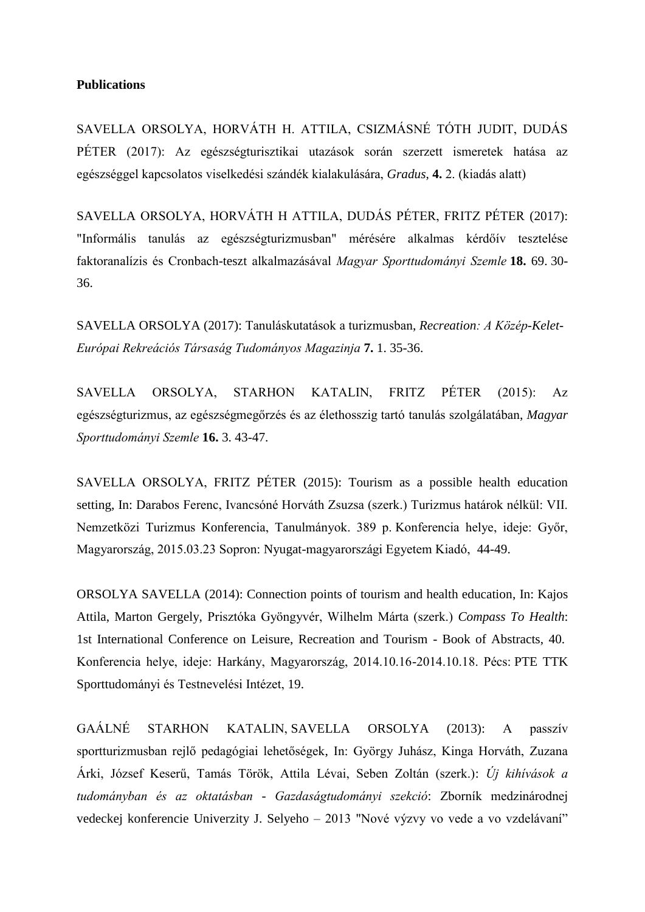**Publications**

SAVELLA ORSOLYA, HORVÁTH H. ATTILA, CSIZMÁSNÉ TÓTH JUDIT, DUDÁS PÉTER (2017): Az egészségturisztikai utazások során szerzett ismeretek hatása az egészséggel kapcsolatos viselkedési szándék kialakulására, *Gradus*, **4.** 2. (kiadás alatt)

SAVELLA ORSOLYA, HORVÁTH H ATTILA, DUDÁS PÉTER, FRITZ PÉTER (2017): "Informális tanulás az egészségturizmusban" mérésére alkalmas kérdőív tesztelése faktoranalízis és Cronbach-teszt alkalmazásával *Magyar Sporttudományi Szemle* **18.** 69. 30-36.

SAVELLA ORSOLYA (2017): Tanuláskutatások a turizmusban, *Recreation: A Közép-Kelet-Európai Rekreációs Társaság Tudományos Magazinja* **7.** 1. 35-36.

SAVELLA ORSOLYA, STARHON KATALIN, FRITZ PÉTER (2015): Az egészségturizmus, az egészségmegőrzés és az élethosszig tartó tanulás szolgálatában, *Magyar Sporttudományi Szemle* **16.** 3. 43-47.

SAVELLA ORSOLYA, FRITZ PÉTER (2015): Tourism as a possible health education setting, In: Darabos Ferenc, Ivancsóné Horváth Zsuzsa (szerk.) Turizmus határok nélkül: VII. Nemzetközi Turizmus Konferencia, Tanulmányok. 389 p. Konferencia helye, ideje: Győr, Magyarország, 2015.03.23 Sopron: Nyugat-magyarországi Egyetem Kiadó, 44-49.

ORSOLYA SAVELLA (2014): Connection points of tourism and health education, In: Kajos Attila, Marton Gergely, Prisztóka Gyöngyvér, Wilhelm Márta (szerk.) *Compass To Health*: 1st International Conference on Leisure, Recreation and Tourism - Book of Abstracts, 40. Konferencia helye, ideje: Harkány, Magyarország, 2014.10.16-2014.10.18. Pécs: PTE TTK Sporttudományi és Testnevelési Intézet, 19.

GAÁLNÉ STARHON KATALIN, SAVELLA ORSOLYA (2013): A passzív sportturizmusban rejlő pedagógiai lehetőségek, In: György Juhász, Kinga Horváth, Zuzana Árki, József Keserű, Tamás Török, Attila Lévai, Seben Zoltán (szerk.): *Új kihívások a tudományban és az oktatásban - Gazdaságtudományi szekció*: Zborník medzinárodnej vedeckej konferencie Univerzity J. Selyeho – 2013 "Nové výzvy vo vede a vo vzdelávaní"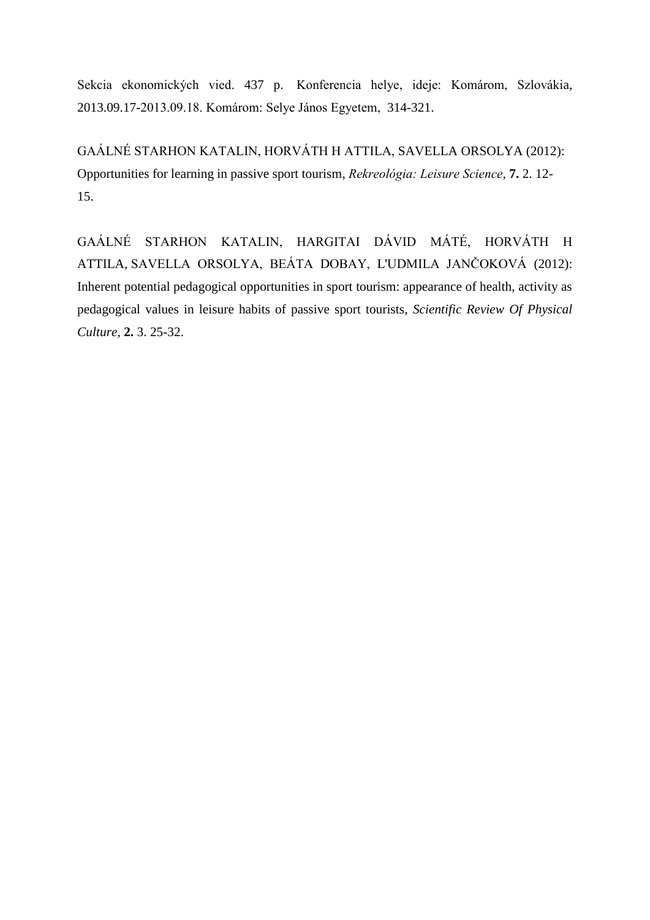Sekcia ekonomických vied. 437 p. Konferencia helye, ideje: Komárom, Szlovákia, 2013.09.17-2013.09.18. Komárom: Selye János Egyetem, 314-321.

GAÁLNÉ STARHON KATALIN, HORVÁTH H ATTILA, SAVELLA ORSOLYA (2012): Opportunities for learning in passive sport tourism, *Rekreológia: Leisure Science*, **7.** 2. 12-15.

GAÁLNÉ STARHON KATALIN, HARGITAI DÁVID MÁTÉ, HORVÁTH H ATTILA, SAVELLA ORSOLYA, BEÁTA DOBAY, L'UDMILA JANČOKOVÁ (2012): Inherent potential pedagogical opportunities in sport tourism: appearance of health, activity as pedagogical values in leisure habits of passive sport tourists, *Scientific Review Of Physical Culture*, **2.** 3. 25-32.